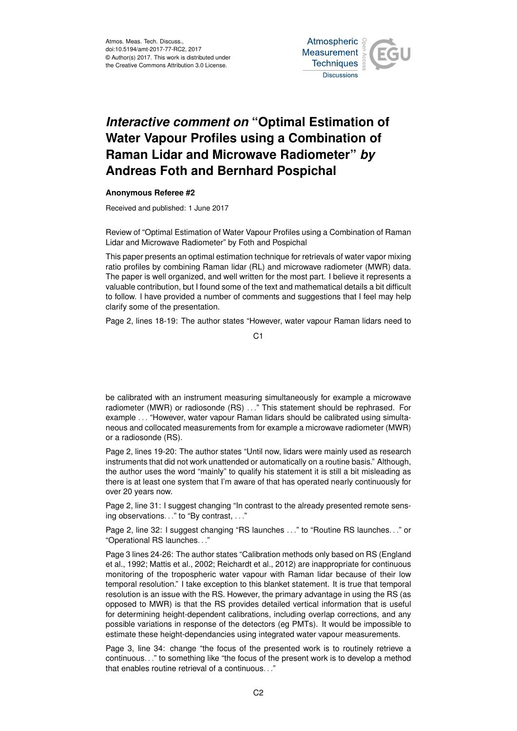# *Interactive comment on* "Optimal Estimation of Water Vapour Profiles using a Combination of Raman Lidar and Microwave Radiometer" *by* Andreas Foth and Bernhard Pospichal

**Anonymous Referee #2**

Received and published: 1 June 2017

Review of "Optimal Estimation of Water Vapour Profiles using a Combination of Raman Lidar and Microwave Radiometer" by Foth and Pospichal

This paper presents an optimal estimation technique for retrievals of water vapor mixing ratio profiles by combining Raman lidar (RL) and microwave radiometer (MWR) data. The paper is well organized, and well written for the most part. I believe it represents a valuable contribution, but I found some of the text and mathematical details a bit difficult to follow. I have provided a number of comments and suggestions that I feel may help clarify some of the presentation.

Page 2, lines 18-19: The author states "However, water vapour Raman lidars need to be calibrated with an instrument measuring simultaneously for example a microwave radiometer (MWR) or radiosonde (RS) . . ." This statement should be rephrased. For example . . . "However, water vapour Raman lidars should be calibrated using simultaneous and collocated measurements from for example a microwave radiometer (MWR) or a radiosonde (RS).

Page 2, lines 19-20: The author states "Until now, lidars were mainly used as research instruments that did not work unattended or automatically on a routine basis." Although, the author uses the word "mainly" to qualify his statement it is still a bit misleading as there is at least one system that I'm aware of that has operated nearly continuously for over 20 years now.

Page 2, line 31: I suggest changing "In contrast to the already presented remote sensing observations. . ." to "By contrast, . . ."

Page 2, line 32: I suggest changing "RS launches . . ." to "Routine RS launches. . ." or "Operational RS launches. . ."

Page 3 lines 24-26: The author states "Calibration methods only based on RS (England et al., 1992; Mattis et al., 2002; Reichardt et al., 2012) are inappropriate for continuous monitoring of the tropospheric water vapour with Raman lidar because of their low temporal resolution." I take exception to this blanket statement. It is true that temporal resolution is an issue with the RS. However, the primary advantage in using the RS (as opposed to MWR) is that the RS provides detailed vertical information that is useful for determining height-dependent calibrations, including overlap corrections, and any possible variations in response of the detectors (eg PMTs). It would be impossible to estimate these height-dependancies using integrated water vapour measurements.

Page 3, line 34: change "the focus of the presented work is to routinely retrieve a continuous. . ." to something like "the focus of the present work is to develop a method that enables routine retrieval of a continuous. . ."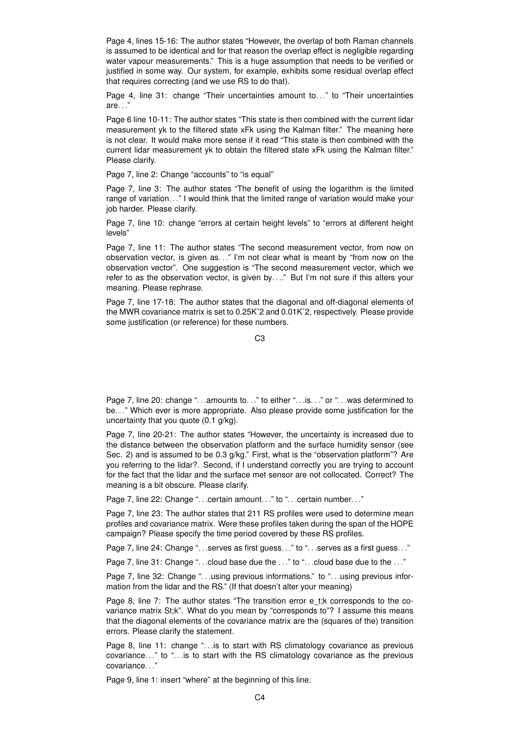Page 4, lines 15-16: The author states "However, the overlap of both Raman channels is assumed to be identical and for that reason the overlap effect is negligible regarding water vapour measurements." This is a huge assumption that needs to be verified or justified in some way. Our system, for example, exhibits some residual overlap effect that requires correcting (and we use RS to do that).

Page 4, line 31: change "Their uncertainties amount to…" to "Their uncertainties are…"

Page 6 line 10-11: The author states "This state is then combined with the current lidar measurement yk to the filtered state xFk using the Kalman filter." The meaning here is not clear. It would make more sense if it read "This state is then combined with the current lidar measurement yk to obtain the filtered state xFk using the Kalman filter." Please clarify.

Page 7, line 2: Change "accounts" to "is equal"

Page 7, line 3: The author states "The benefit of using the logarithm is the limited range of variation…" I would think that the limited range of variation would make your job harder. Please clarify.

Page 7, line 10: change "errors at certain height levels" to "errors at different height levels"

Page 7, line 11: The author states "The second measurement vector, from now on observation vector, is given as…" I'm not clear what is meant by "from now on the observation vector". One suggestion is "The second measurement vector, which we refer to as the observation vector, is given by…." But I'm not sure if this alters your meaning. Please rephrase.

Page 7, line 17-18: The author states that the diagonal and off-diagonal elements of the MWR covariance matrix is set to 0.25Kˆ2 and 0.01Kˆ2, respectively. Please provide some justification (or reference) for these numbers.

Page 7, line 20: change "…amounts to…" to either "…is…" or "…was determined to be…" Which ever is more appropriate. Also please provide some justification for the uncertainty that you quote (0.1 g/kg).

Page 7, line 20-21: The author states "However, the uncertainty is increased due to the distance between the observation platform and the surface humidity sensor (see Sec. 2) and is assumed to be 0.3 g/kg." First, what is the "observation platform"? Are you referring to the lidar?. Second, if I understand correctly you are trying to account for the fact that the lidar and the surface met sensor are not collocated. Correct? The meaning is a bit obscure. Please clarify.

Page 7, line 22: Change "…certain amount…" to "…certain number…"

Page 7, line 23: The author states that 211 RS profiles were used to determine mean profiles and covariance matrix. Were these profiles taken during the span of the HOPE campaign? Please specify the time period covered by these RS profiles.

Page 7, line 24: Change "…serves as first guess…" to "…serves as a first guess…"

Page 7, line 31: Change "…cloud base due the …" to "…cloud base due to the …"

Page 7, line 32: Change "…using previous informations." to "…using previous information from the lidar and the RS." (If that doesn't alter your meaning)

Page 8, line 7: The author states "The transition error e_t;k corresponds to the covariance matrix St;k". What do you mean by "corresponds to"? I assume this means that the diagonal elements of the covariance matrix are the (squares of the) transition errors. Please clarify the statement.

Page 8, line 11: change "…is to start with RS climatology covariance as previous covariance…" to "…is to start with the RS climatology covariance as the previous covariance…"

Page 9, line 1: insert "where" at the beginning of this line.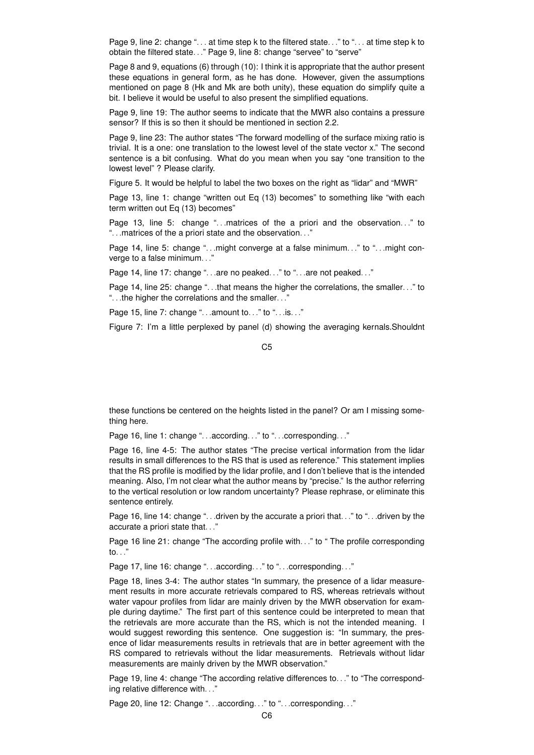Page 9, line 2: change "... at time step k to the filtered state..." to "... at time step k to obtain the filtered state..." Page 9, line 8: change "servee" to "serve"

Page 8 and 9, equations (6) through (10): I think it is appropriate that the author present these equations in general form, as he has done. However, given the assumptions mentioned on page 8 (Hk and Mk are both unity), these equation do simplify quite a bit. I believe it would be useful to also present the simplified equations.

Page 9, line 19: The author seems to indicate that the MWR also contains a pressure sensor? If this is so then it should be mentioned in section 2.2.

Page 9, line 23: The author states "The forward modelling of the surface mixing ratio is trivial. It is a one: one translation to the lowest level of the state vector x." The second sentence is a bit confusing. What do you mean when you say "one transition to the lowest level" ? Please clarify.

Figure 5. It would be helpful to label the two boxes on the right as "lidar" and "MWR"

Page 13, line 1: change "written out Eq (13) becomes" to something like "with each term written out Eq (13) becomes"

Page 13, line 5: change "...matrices of the a priori and the observation..." to "...matrices of the a priori state and the observation..."

Page 14, line 5: change "...might converge at a false minimum..." to "...might converge to a false minimum..."

Page 14, line 17: change "...are no peaked..." to "...are not peaked..."

Page 14, line 25: change "...that means the higher the correlations, the smaller..." to "...the higher the correlations and the smaller..."

Page 15, line 7: change "...amount to..." to "...is..."

Figure 7: I'm a little perplexed by panel (d) showing the averaging kernals.Shouldnt these functions be centered on the heights listed in the panel? Or am I missing something here.

Page 16, line 1: change "...according..." to "...corresponding..."

Page 16, line 4-5: The author states "The precise vertical information from the lidar results in small differences to the RS that is used as reference." This statement implies that the RS profile is modified by the lidar profile, and I don't believe that is the intended meaning. Also, I'm not clear what the author means by "precise." Is the author referring to the vertical resolution or low random uncertainty? Please rephrase, or eliminate this sentence entirely.

Page 16, line 14: change "...driven by the accurate a priori that..." to "...driven by the accurate a priori state that..."

Page 16 line 21: change "The according profile with..." to " The profile corresponding to..."

Page 17, line 16: change "...according..." to "...corresponding..."

Page 18, lines 3-4: The author states "In summary, the presence of a lidar measurement results in more accurate retrievals compared to RS, whereas retrievals without water vapour profiles from lidar are mainly driven by the MWR observation for example during daytime." The first part of this sentence could be interpreted to mean that the retrievals are more accurate than the RS, which is not the intended meaning. I would suggest rewording this sentence. One suggestion is: "In summary, the presence of lidar measurements results in retrievals that are in better agreement with the RS compared to retrievals without the lidar measurements. Retrievals without lidar measurements are mainly driven by the MWR observation."

Page 19, line 4: change "The according relative differences to..." to "The corresponding relative difference with..."

Page 20, line 12: Change "...according..." to "...corresponding..."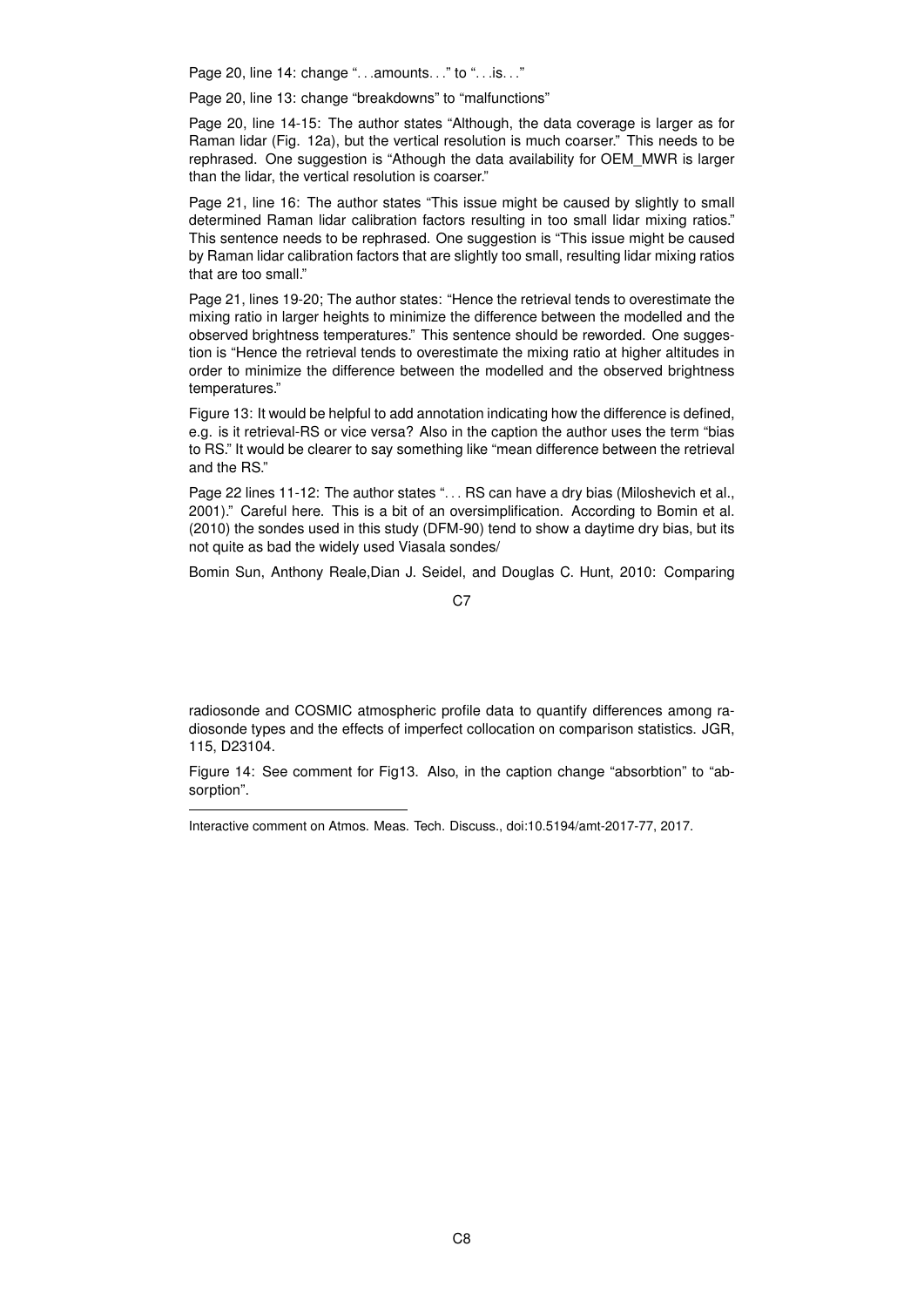Page 20, line 14: change "…amounts…" to "…is…"

Page 20, line 13: change "breakdowns" to "malfunctions"

Page 20, line 14-15: The author states "Although, the data coverage is larger as for Raman lidar (Fig. 12a), but the vertical resolution is much coarser." This needs to be rephrased. One suggestion is "Athough the data availability for OEM_MWR is larger than the lidar, the vertical resolution is coarser."

Page 21, line 16: The author states "This issue might be caused by slightly to small determined Raman lidar calibration factors resulting in too small lidar mixing ratios." This sentence needs to be rephrased. One suggestion is "This issue might be caused by Raman lidar calibration factors that are slightly too small, resulting lidar mixing ratios that are too small."

Page 21, lines 19-20; The author states: "Hence the retrieval tends to overestimate the mixing ratio in larger heights to minimize the difference between the modelled and the observed brightness temperatures." This sentence should be reworded. One suggestion is "Hence the retrieval tends to overestimate the mixing ratio at higher altitudes in order to minimize the difference between the modelled and the observed brightness temperatures."

Figure 13: It would be helpful to add annotation indicating how the difference is defined, e.g. is it retrieval-RS or vice versa? Also in the caption the author uses the term "bias to RS." It would be clearer to say something like "mean difference between the retrieval and the RS."

Page 22 lines 11-12: The author states "… RS can have a dry bias (Miloshevich et al., 2001)." Careful here. This is a bit of an oversimplification. According to Bomin et al. (2010) the sondes used in this study (DFM-90) tend to show a daytime dry bias, but its not quite as bad the widely used Viasala sondes/

Bomin Sun, Anthony Reale,Dian J. Seidel, and Douglas C. Hunt, 2010: Comparing radiosonde and COSMIC atmospheric profile data to quantify differences among radiosonde types and the effects of imperfect collocation on comparison statistics. JGR, 115, D23104.

Figure 14: See comment for Fig13. Also, in the caption change "absorbtion" to "absorption".

---

Interactive comment on Atmos. Meas. Tech. Discuss., doi:10.5194/amt-2017-77, 2017.